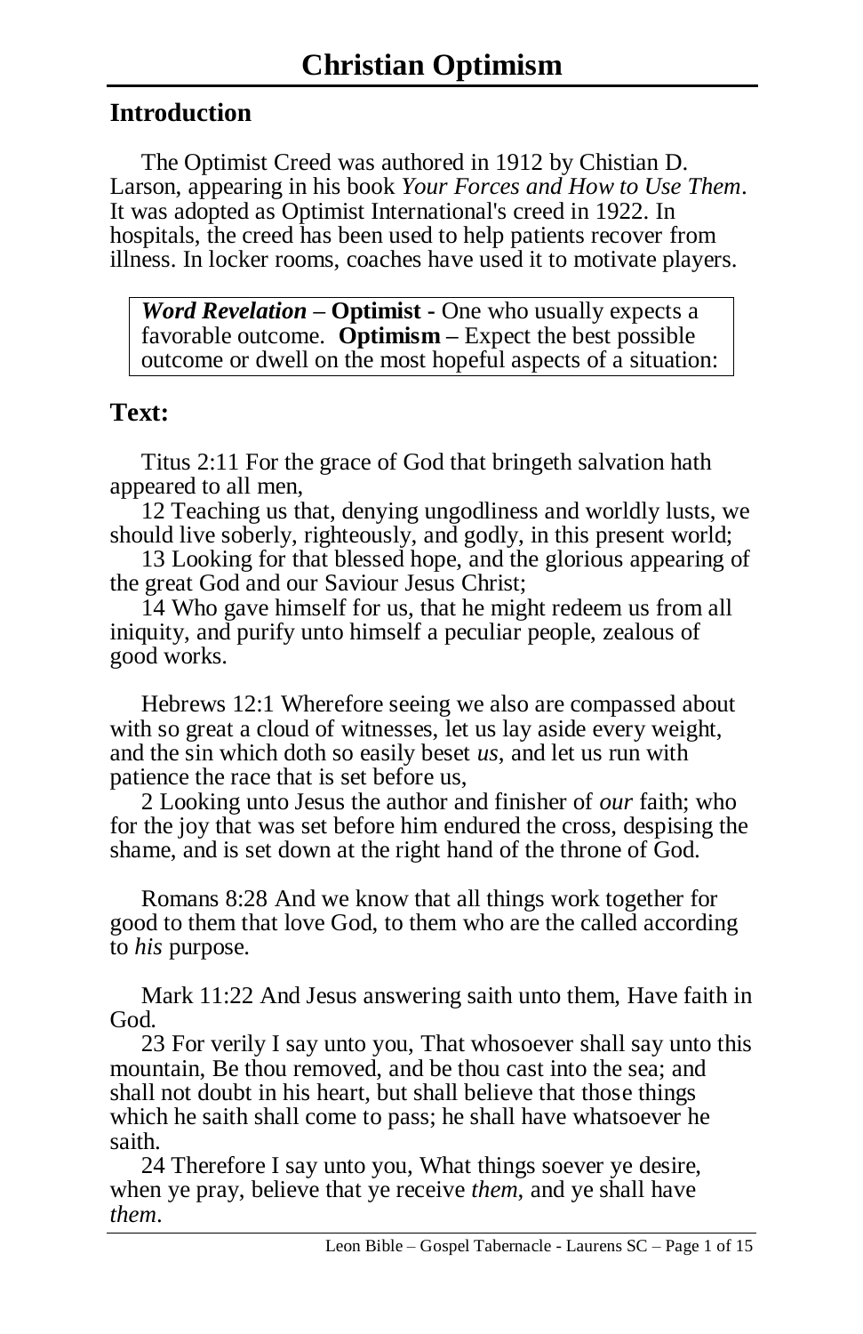# Christian Optimism

## Introduction

The Optimist Creed was authored in 1912 by Chistian D. Larson, appearing in his book *Your Forces and How to Use Them*. It was adopted as Optimist International's creed in 1922. In hospitals, the creed has been used to help patients recover from illness. In locker rooms, coaches have used it to motivate players.

> ***Word Revelation* – Optimist -** One who usually expects a favorable outcome. **Optimism –** Expect the best possible outcome or dwell on the most hopeful aspects of a situation:

## Text:

Titus 2:11 For the grace of God that bringeth salvation hath appeared to all men,

12 Teaching us that, denying ungodliness and worldly lusts, we should live soberly, righteously, and godly, in this present world;

13 Looking for that blessed hope, and the glorious appearing of the great God and our Saviour Jesus Christ;

14 Who gave himself for us, that he might redeem us from all iniquity, and purify unto himself a peculiar people, zealous of good works.

Hebrews 12:1 Wherefore seeing we also are compassed about with so great a cloud of witnesses, let us lay aside every weight, and the sin which doth so easily beset *us*, and let us run with patience the race that is set before us,

2 Looking unto Jesus the author and finisher of *our* faith; who for the joy that was set before him endured the cross, despising the shame, and is set down at the right hand of the throne of God.

Romans 8:28 And we know that all things work together for good to them that love God, to them who are the called according to *his* purpose.

Mark 11:22 And Jesus answering saith unto them, Have faith in God.

23 For verily I say unto you, That whosoever shall say unto this mountain, Be thou removed, and be thou cast into the sea; and shall not doubt in his heart, but shall believe that those things which he saith shall come to pass; he shall have whatsoever he saith.

24 Therefore I say unto you, What things soever ye desire, when ye pray, believe that ye receive *them*, and ye shall have *them*.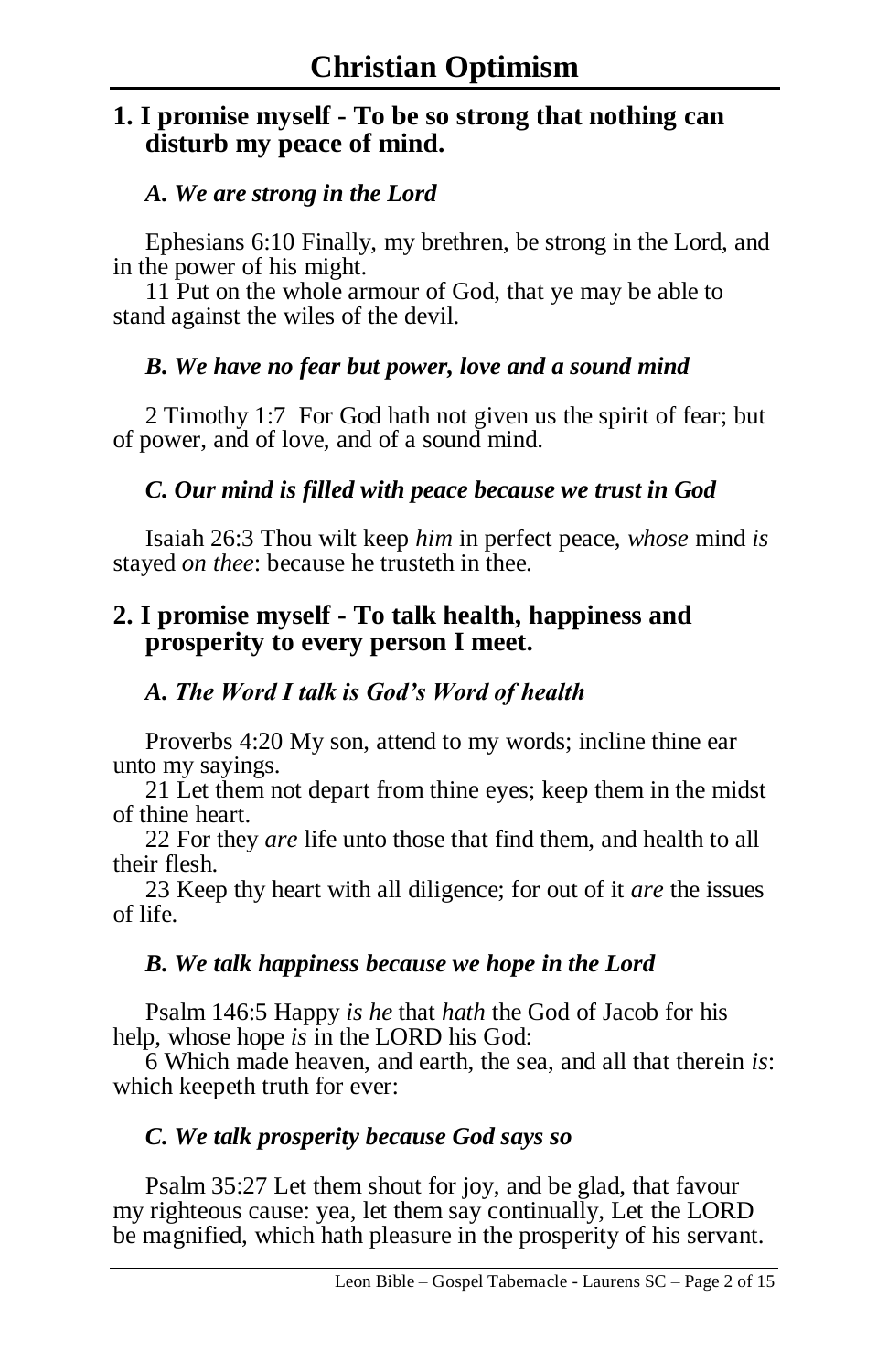# Christian Optimism

## 1. I promise myself - To be so strong that nothing can disturb my peace of mind.

### *A. We are strong in the Lord*

Ephesians 6:10 Finally, my brethren, be strong in the Lord, and in the power of his might.

11 Put on the whole armour of God, that ye may be able to stand against the wiles of the devil.

### *B. We have no fear but power, love and a sound mind*

2 Timothy 1:7 For God hath not given us the spirit of fear; but of power, and of love, and of a sound mind.

### *C. Our mind is filled with peace because we trust in God*

Isaiah 26:3 Thou wilt keep *him* in perfect peace, *whose* mind *is* stayed *on thee*: because he trusteth in thee.

## 2. I promise myself - To talk health, happiness and prosperity to every person I meet.

### *A. The Word I talk is God's Word of health*

Proverbs 4:20 My son, attend to my words; incline thine ear unto my sayings.

21 Let them not depart from thine eyes; keep them in the midst of thine heart.

22 For they *are* life unto those that find them, and health to all their flesh.

23 Keep thy heart with all diligence; for out of it *are* the issues of life.

### *B. We talk happiness because we hope in the Lord*

Psalm 146:5 Happy *is he* that *hath* the God of Jacob for his help, whose hope *is* in the LORD his God:

6 Which made heaven, and earth, the sea, and all that therein *is*: which keepeth truth for ever:

### *C. We talk prosperity because God says so*

Psalm 35:27 Let them shout for joy, and be glad, that favour my righteous cause: yea, let them say continually, Let the LORD be magnified, which hath pleasure in the prosperity of his servant.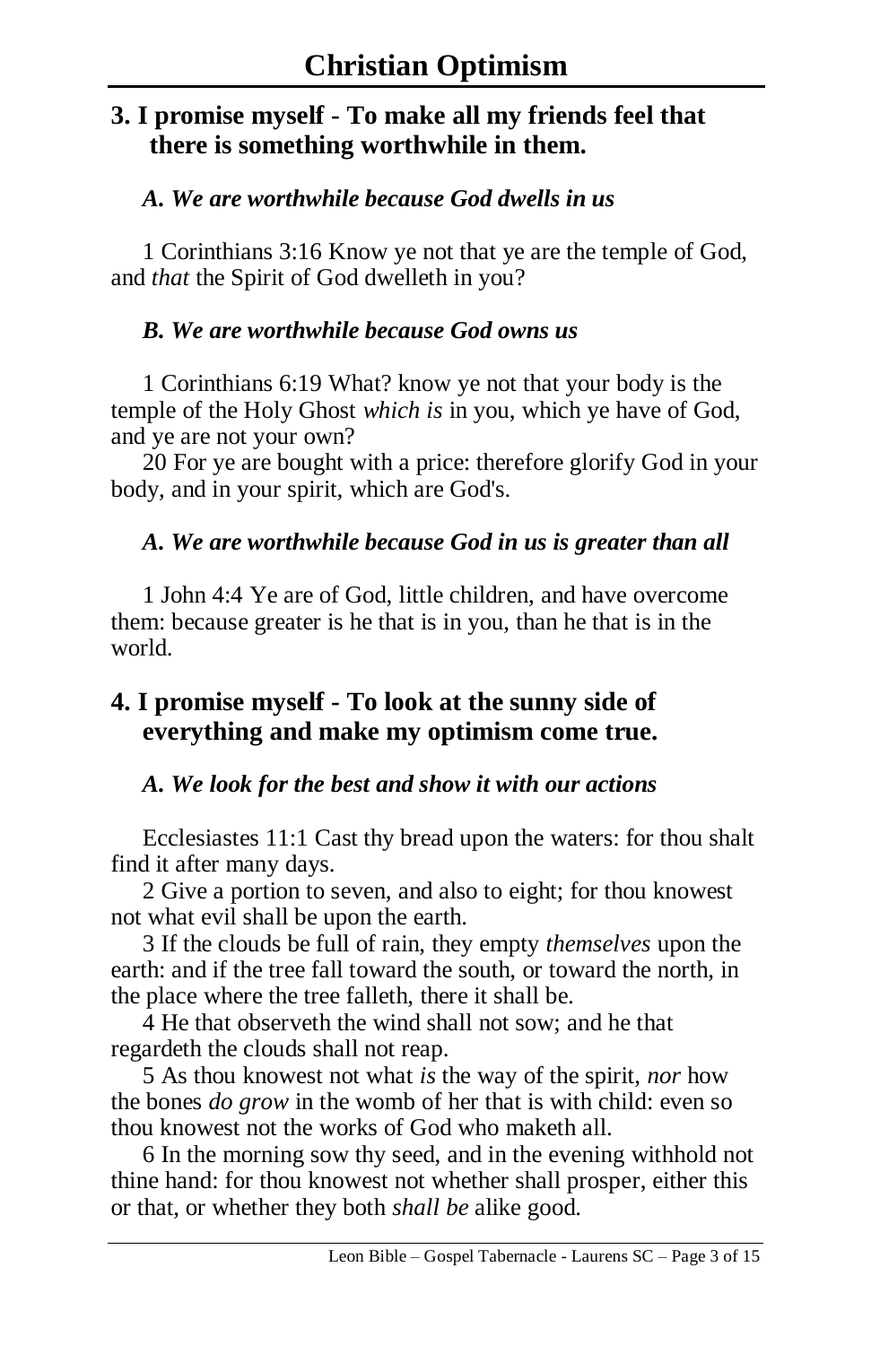# Christian Optimism

## 3. I promise myself - To make all my friends feel that there is something worthwhile in them.

### *A. We are worthwhile because God dwells in us*

1 Corinthians 3:16 Know ye not that ye are the temple of God, and *that* the Spirit of God dwelleth in you?

### *B. We are worthwhile because God owns us*

1 Corinthians 6:19 What? know ye not that your body is the temple of the Holy Ghost *which is* in you, which ye have of God, and ye are not your own?

20 For ye are bought with a price: therefore glorify God in your body, and in your spirit, which are God's.

### *A. We are worthwhile because God in us is greater than all*

1 John 4:4 Ye are of God, little children, and have overcome them: because greater is he that is in you, than he that is in the world.

## 4. I promise myself - To look at the sunny side of everything and make my optimism come true.

### *A. We look for the best and show it with our actions*

Ecclesiastes 11:1 Cast thy bread upon the waters: for thou shalt find it after many days.

2 Give a portion to seven, and also to eight; for thou knowest not what evil shall be upon the earth.

3 If the clouds be full of rain, they empty *themselves* upon the earth: and if the tree fall toward the south, or toward the north, in the place where the tree falleth, there it shall be.

4 He that observeth the wind shall not sow; and he that regardeth the clouds shall not reap.

5 As thou knowest not what *is* the way of the spirit, *nor* how the bones *do grow* in the womb of her that is with child: even so thou knowest not the works of God who maketh all.

6 In the morning sow thy seed, and in the evening withhold not thine hand: for thou knowest not whether shall prosper, either this or that, or whether they both *shall be* alike good.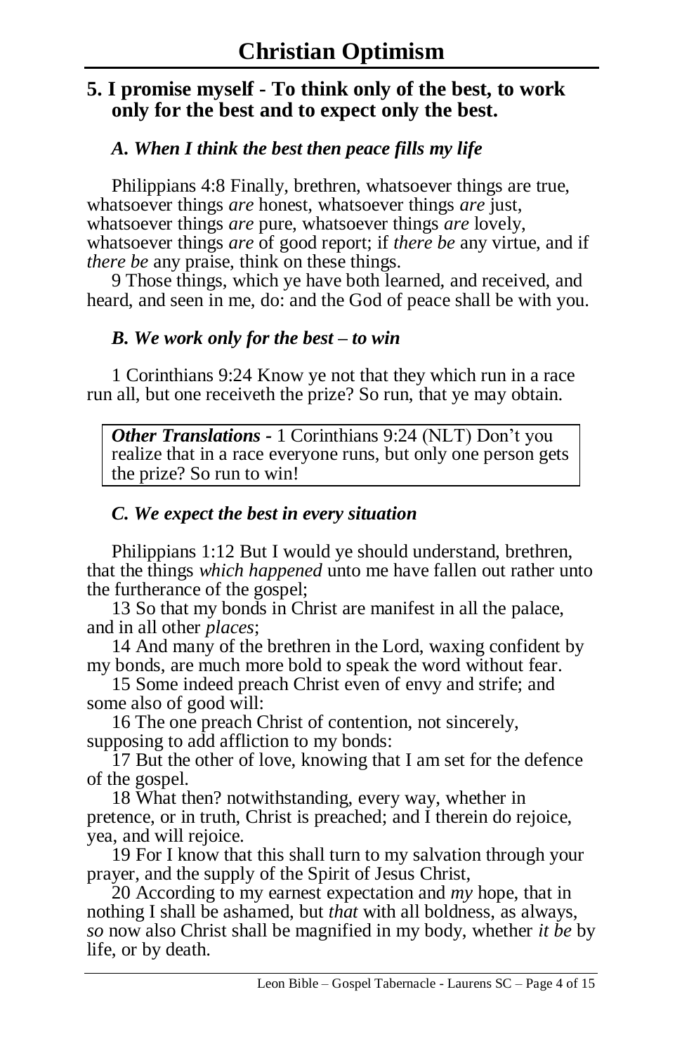# Christian Optimism

## 5. I promise myself - To think only of the best, to work only for the best and to expect only the best.

### *A. When I think the best then peace fills my life*

Philippians 4:8 Finally, brethren, whatsoever things are true, whatsoever things *are* honest, whatsoever things *are* just, whatsoever things *are* pure, whatsoever things *are* lovely, whatsoever things *are* of good report; if *there be* any virtue, and if *there be* any praise, think on these things.

9 Those things, which ye have both learned, and received, and heard, and seen in me, do: and the God of peace shall be with you.

### *B. We work only for the best – to win*

1 Corinthians 9:24 Know ye not that they which run in a race run all, but one receiveth the prize? So run, that ye may obtain.

> ***Other Translations*** **-** 1 Corinthians 9:24 (NLT) Don't you realize that in a race everyone runs, but only one person gets the prize? So run to win!

### *C. We expect the best in every situation*

Philippians 1:12 But I would ye should understand, brethren, that the things *which happened* unto me have fallen out rather unto the furtherance of the gospel;

13 So that my bonds in Christ are manifest in all the palace, and in all other *places*;

14 And many of the brethren in the Lord, waxing confident by my bonds, are much more bold to speak the word without fear.

15 Some indeed preach Christ even of envy and strife; and some also of good will:

16 The one preach Christ of contention, not sincerely, supposing to add affliction to my bonds:

17 But the other of love, knowing that I am set for the defence of the gospel.

18 What then? notwithstanding, every way, whether in pretence, or in truth, Christ is preached; and I therein do rejoice, yea, and will rejoice.

19 For I know that this shall turn to my salvation through your prayer, and the supply of the Spirit of Jesus Christ,

20 According to my earnest expectation and *my* hope, that in nothing I shall be ashamed, but *that* with all boldness, as always, *so* now also Christ shall be magnified in my body, whether *it be* by life, or by death.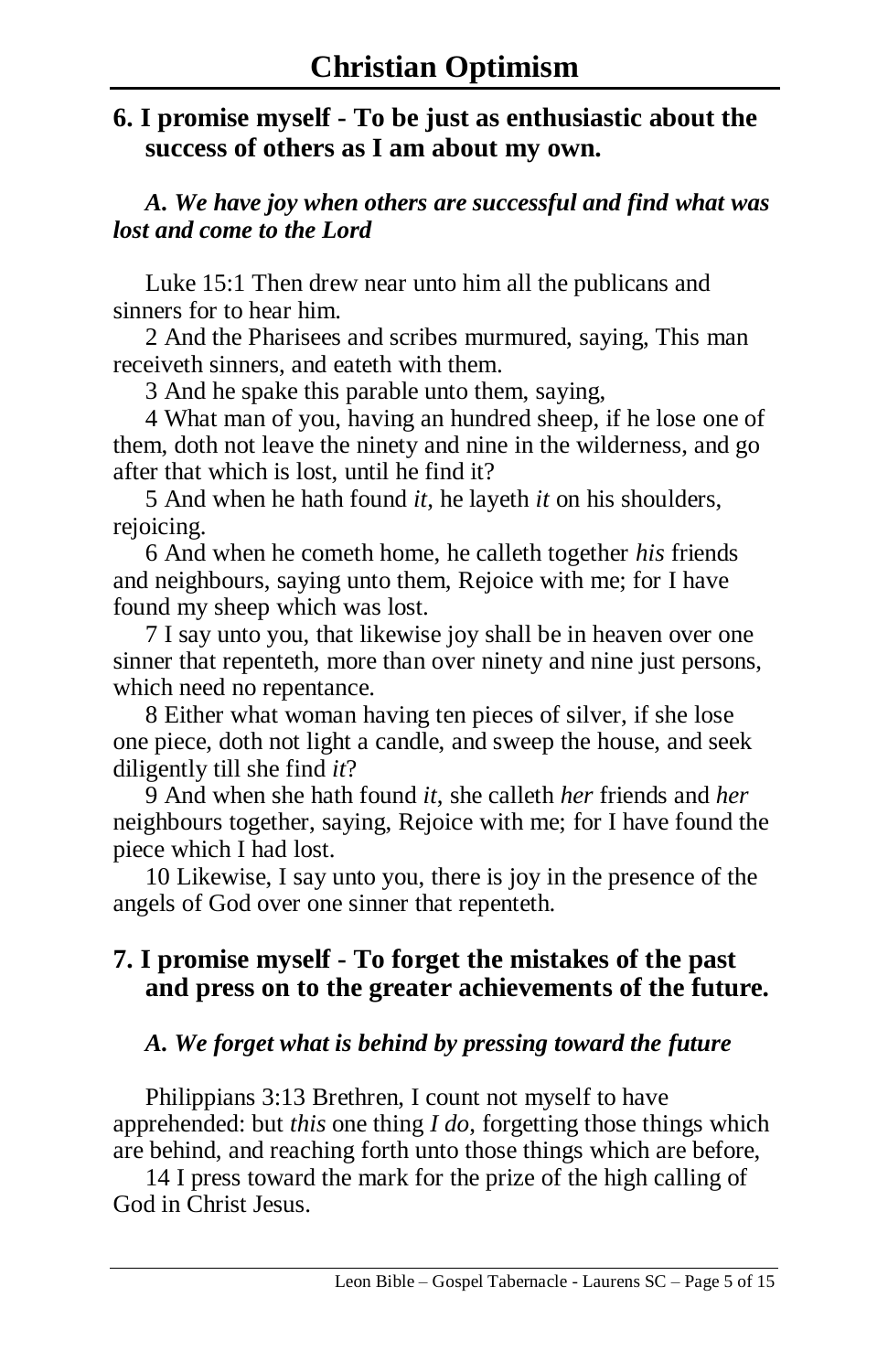## 6. I promise myself - To be just as enthusiastic about the success of others as I am about my own.

### *A. We have joy when others are successful and find what was lost and come to the Lord*

Luke 15:1 Then drew near unto him all the publicans and sinners for to hear him.

2 And the Pharisees and scribes murmured, saying, This man receiveth sinners, and eateth with them.

3 And he spake this parable unto them, saying,

4 What man of you, having an hundred sheep, if he lose one of them, doth not leave the ninety and nine in the wilderness, and go after that which is lost, until he find it?

5 And when he hath found *it*, he layeth *it* on his shoulders, rejoicing.

6 And when he cometh home, he calleth together *his* friends and neighbours, saying unto them, Rejoice with me; for I have found my sheep which was lost.

7 I say unto you, that likewise joy shall be in heaven over one sinner that repenteth, more than over ninety and nine just persons, which need no repentance.

8 Either what woman having ten pieces of silver, if she lose one piece, doth not light a candle, and sweep the house, and seek diligently till she find *it*?

9 And when she hath found *it*, she calleth *her* friends and *her* neighbours together, saying, Rejoice with me; for I have found the piece which I had lost.

10 Likewise, I say unto you, there is joy in the presence of the angels of God over one sinner that repenteth.

## 7. I promise myself - To forget the mistakes of the past and press on to the greater achievements of the future.

### *A. We forget what is behind by pressing toward the future*

Philippians 3:13 Brethren, I count not myself to have apprehended: but *this* one thing *I do*, forgetting those things which are behind, and reaching forth unto those things which are before,

14 I press toward the mark for the prize of the high calling of God in Christ Jesus.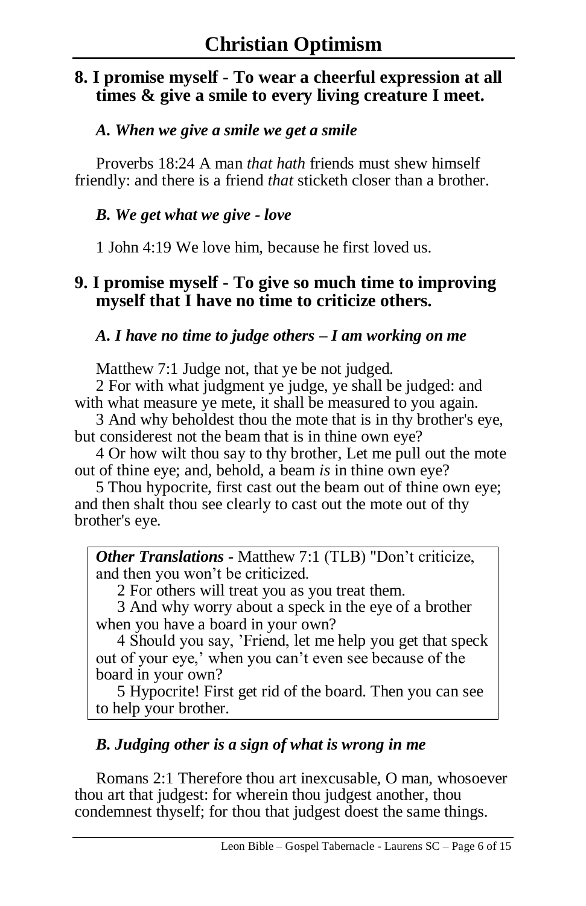# Christian Optimism

## 8. I promise myself - To wear a cheerful expression at all times & give a smile to every living creature I meet.

### *A. When we give a smile we get a smile*

Proverbs 18:24 A man *that hath* friends must shew himself friendly: and there is a friend *that* sticketh closer than a brother.

### *B. We get what we give - love*

1 John 4:19 We love him, because he first loved us.

## 9. I promise myself - To give so much time to improving myself that I have no time to criticize others.

### *A. I have no time to judge others – I am working on me*

Matthew 7:1 Judge not, that ye be not judged.

2 For with what judgment ye judge, ye shall be judged: and with what measure ye mete, it shall be measured to you again.

3 And why beholdest thou the mote that is in thy brother's eye, but considerest not the beam that is in thine own eye?

4 Or how wilt thou say to thy brother, Let me pull out the mote out of thine eye; and, behold, a beam *is* in thine own eye?

5 Thou hypocrite, first cast out the beam out of thine own eye; and then shalt thou see clearly to cast out the mote out of thy brother's eye.

> ***Other Translations*** - Matthew 7:1 (TLB) "Don't criticize, and then you won't be criticized.
>
> 2 For others will treat you as you treat them.
>
> 3 And why worry about a speck in the eye of a brother when you have a board in your own?
>
> 4 Should you say, 'Friend, let me help you get that speck out of your eye,' when you can't even see because of the board in your own?
>
> 5 Hypocrite! First get rid of the board. Then you can see to help your brother.

### *B. Judging other is a sign of what is wrong in me*

Romans 2:1 Therefore thou art inexcusable, O man, whosoever thou art that judgest: for wherein thou judgest another, thou condemnest thyself; for thou that judgest doest the same things.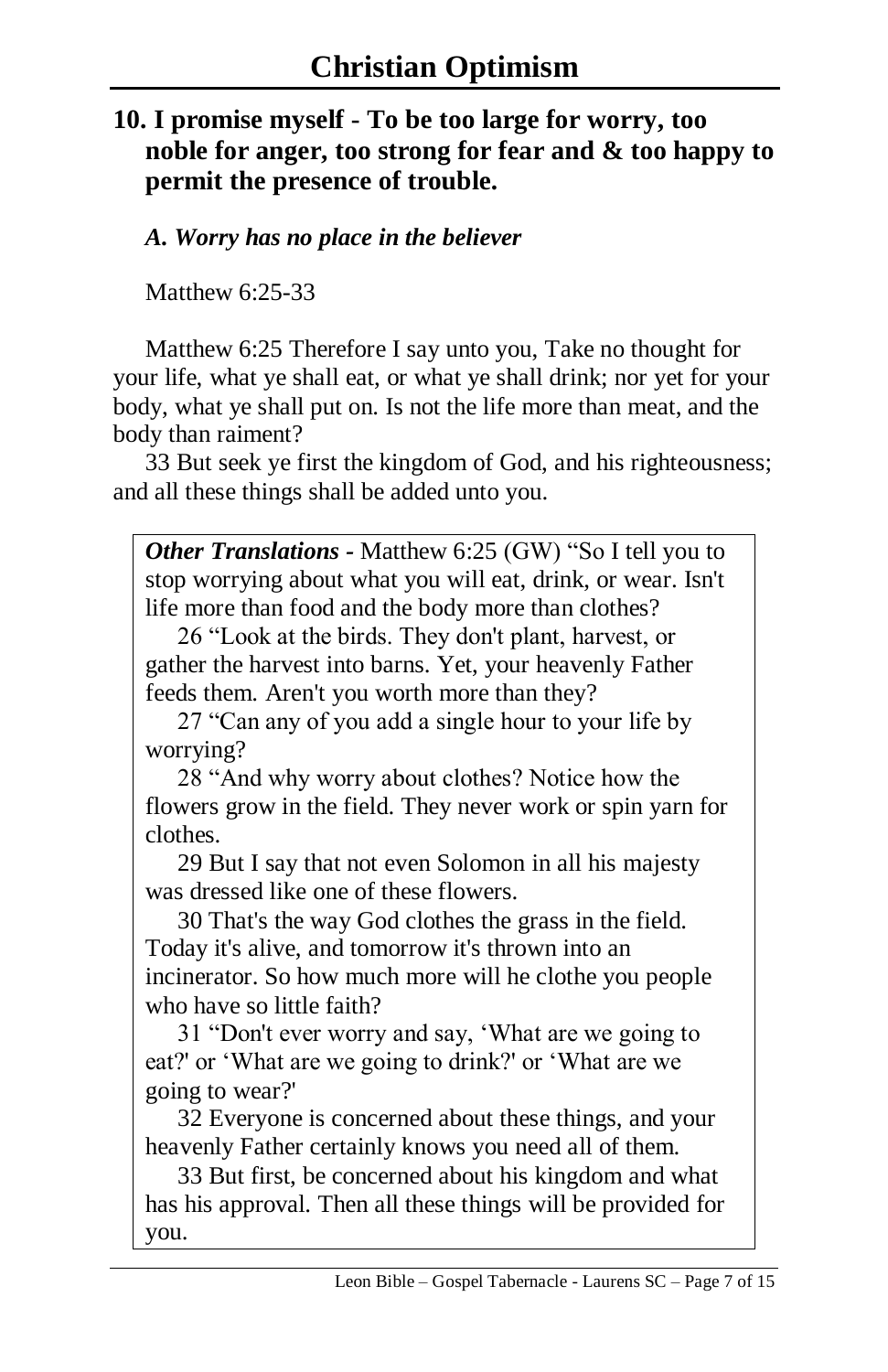## 10. I promise myself - To be too large for worry, too noble for anger, too strong for fear and & too happy to permit the presence of trouble.

### *A. Worry has no place in the believer*

Matthew 6:25-33

Matthew 6:25 Therefore I say unto you, Take no thought for your life, what ye shall eat, or what ye shall drink; nor yet for your body, what ye shall put on. Is not the life more than meat, and the body than raiment?

33 But seek ye first the kingdom of God, and his righteousness; and all these things shall be added unto you.

> ***Other Translations*** - Matthew 6:25 (GW) "So I tell you to stop worrying about what you will eat, drink, or wear. Isn't life more than food and the body more than clothes?
>
> 26 "Look at the birds. They don't plant, harvest, or gather the harvest into barns. Yet, your heavenly Father feeds them. Aren't you worth more than they?
>
> 27 "Can any of you add a single hour to your life by worrying?
>
> 28 "And why worry about clothes? Notice how the flowers grow in the field. They never work or spin yarn for clothes.
>
> 29 But I say that not even Solomon in all his majesty was dressed like one of these flowers.
>
> 30 That's the way God clothes the grass in the field. Today it's alive, and tomorrow it's thrown into an incinerator. So how much more will he clothe you people who have so little faith?
>
> 31 "Don't ever worry and say, 'What are we going to eat?' or 'What are we going to drink?' or 'What are we going to wear?'
>
> 32 Everyone is concerned about these things, and your heavenly Father certainly knows you need all of them.
>
> 33 But first, be concerned about his kingdom and what has his approval. Then all these things will be provided for you.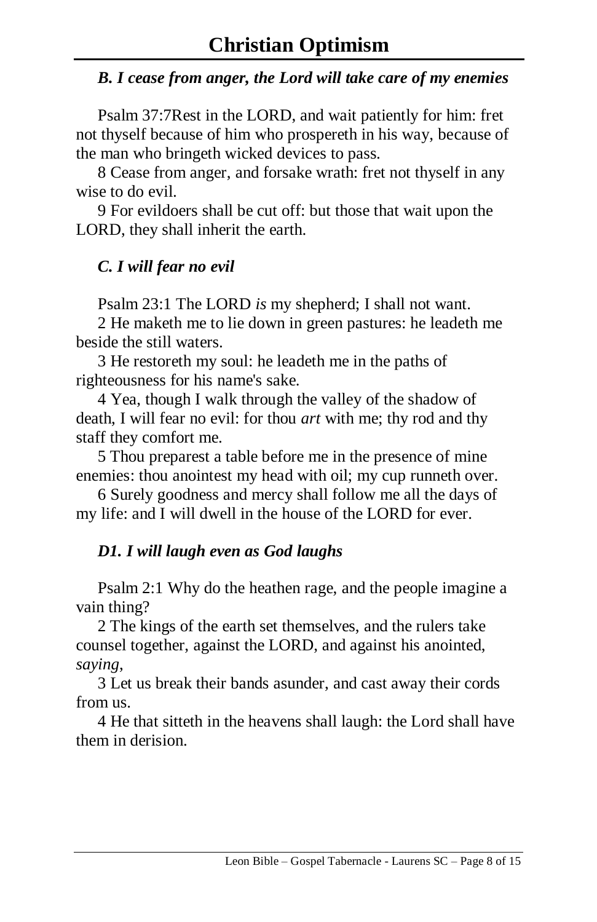### *B. I cease from anger, the Lord will take care of my enemies*

Psalm 37:7Rest in the LORD, and wait patiently for him: fret not thyself because of him who prospereth in his way, because of the man who bringeth wicked devices to pass.

8 Cease from anger, and forsake wrath: fret not thyself in any wise to do evil.

9 For evildoers shall be cut off: but those that wait upon the LORD, they shall inherit the earth.

### *C. I will fear no evil*

Psalm 23:1 The LORD *is* my shepherd; I shall not want.

2 He maketh me to lie down in green pastures: he leadeth me beside the still waters.

3 He restoreth my soul: he leadeth me in the paths of righteousness for his name's sake.

4 Yea, though I walk through the valley of the shadow of death, I will fear no evil: for thou *art* with me; thy rod and thy staff they comfort me.

5 Thou preparest a table before me in the presence of mine enemies: thou anointest my head with oil; my cup runneth over.

6 Surely goodness and mercy shall follow me all the days of my life: and I will dwell in the house of the LORD for ever.

### *D1. I will laugh even as God laughs*

Psalm 2:1 Why do the heathen rage, and the people imagine a vain thing?

2 The kings of the earth set themselves, and the rulers take counsel together, against the LORD, and against his anointed, *saying*,

3 Let us break their bands asunder, and cast away their cords from us.

4 He that sitteth in the heavens shall laugh: the Lord shall have them in derision.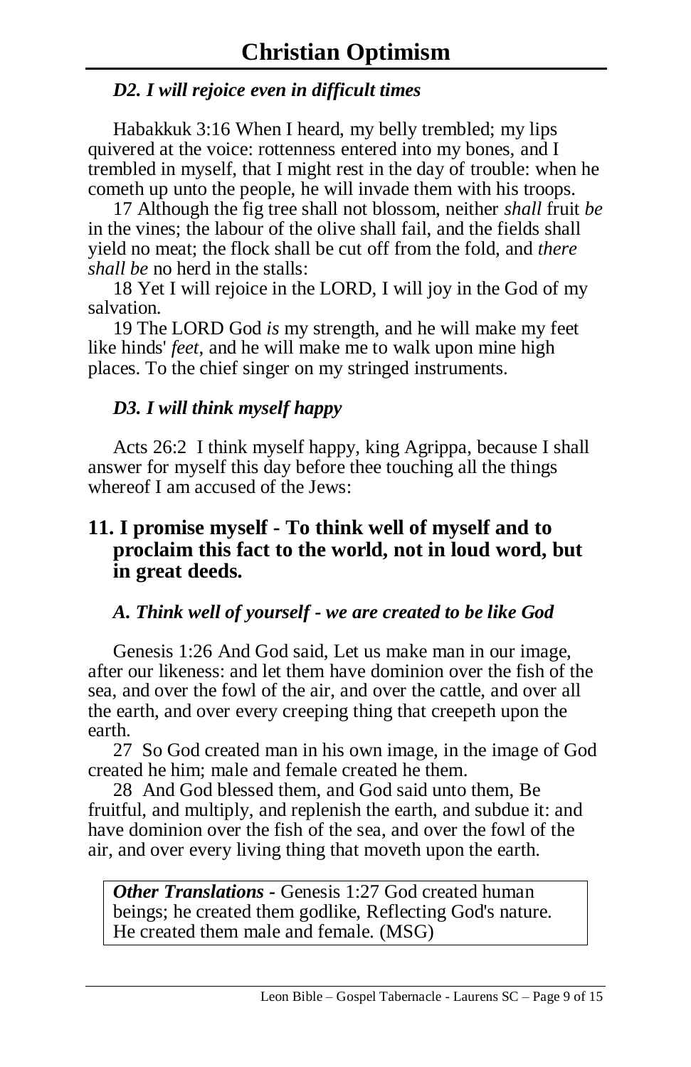### *D2. I will rejoice even in difficult times*

Habakkuk 3:16 When I heard, my belly trembled; my lips quivered at the voice: rottenness entered into my bones, and I trembled in myself, that I might rest in the day of trouble: when he cometh up unto the people, he will invade them with his troops.

17 Although the fig tree shall not blossom, neither *shall* fruit *be* in the vines; the labour of the olive shall fail, and the fields shall yield no meat; the flock shall be cut off from the fold, and *there shall be* no herd in the stalls:

18 Yet I will rejoice in the LORD, I will joy in the God of my salvation.

19 The LORD God *is* my strength, and he will make my feet like hinds' *feet*, and he will make me to walk upon mine high places. To the chief singer on my stringed instruments.

### *D3. I will think myself happy*

Acts 26:2 I think myself happy, king Agrippa, because I shall answer for myself this day before thee touching all the things whereof I am accused of the Jews:

## 11. I promise myself - To think well of myself and to proclaim this fact to the world, not in loud word, but in great deeds.

### *A. Think well of yourself - we are created to be like God*

Genesis 1:26 And God said, Let us make man in our image, after our likeness: and let them have dominion over the fish of the sea, and over the fowl of the air, and over the cattle, and over all the earth, and over every creeping thing that creepeth upon the earth.

27 So God created man in his own image, in the image of God created he him; male and female created he them.

28 And God blessed them, and God said unto them, Be fruitful, and multiply, and replenish the earth, and subdue it: and have dominion over the fish of the sea, and over the fowl of the air, and over every living thing that moveth upon the earth.

> ***Other Translations*** - Genesis 1:27 God created human beings; he created them godlike, Reflecting God's nature. He created them male and female. (MSG)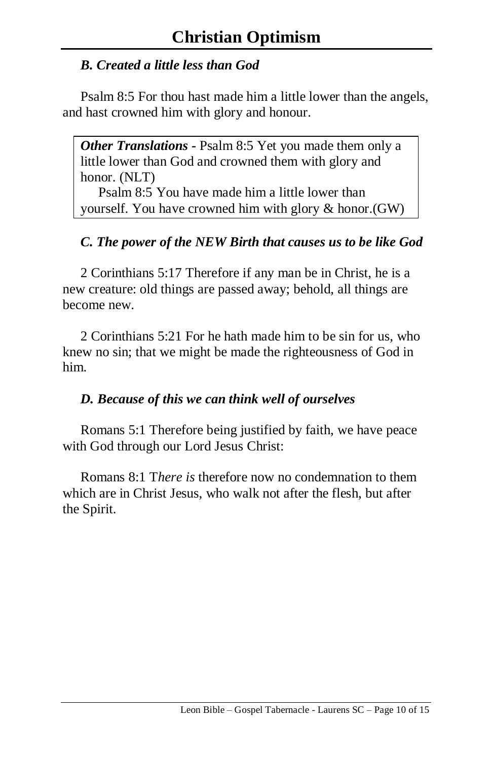### *B. Created a little less than God*

Psalm 8:5 For thou hast made him a little lower than the angels, and hast crowned him with glory and honour.

> ***Other Translations*** - Psalm 8:5 Yet you made them only a little lower than God and crowned them with glory and honor. (NLT)
>
> Psalm 8:5 You have made him a little lower than yourself. You have crowned him with glory & honor.(GW)

### *C. The power of the NEW Birth that causes us to be like God*

2 Corinthians 5:17 Therefore if any man be in Christ, he is a new creature: old things are passed away; behold, all things are become new.

2 Corinthians 5:21 For he hath made him to be sin for us, who knew no sin; that we might be made the righteousness of God in him.

### *D. Because of this we can think well of ourselves*

Romans 5:1 Therefore being justified by faith, we have peace with God through our Lord Jesus Christ:

Romans 8:1 T*here is* therefore now no condemnation to them which are in Christ Jesus, who walk not after the flesh, but after the Spirit.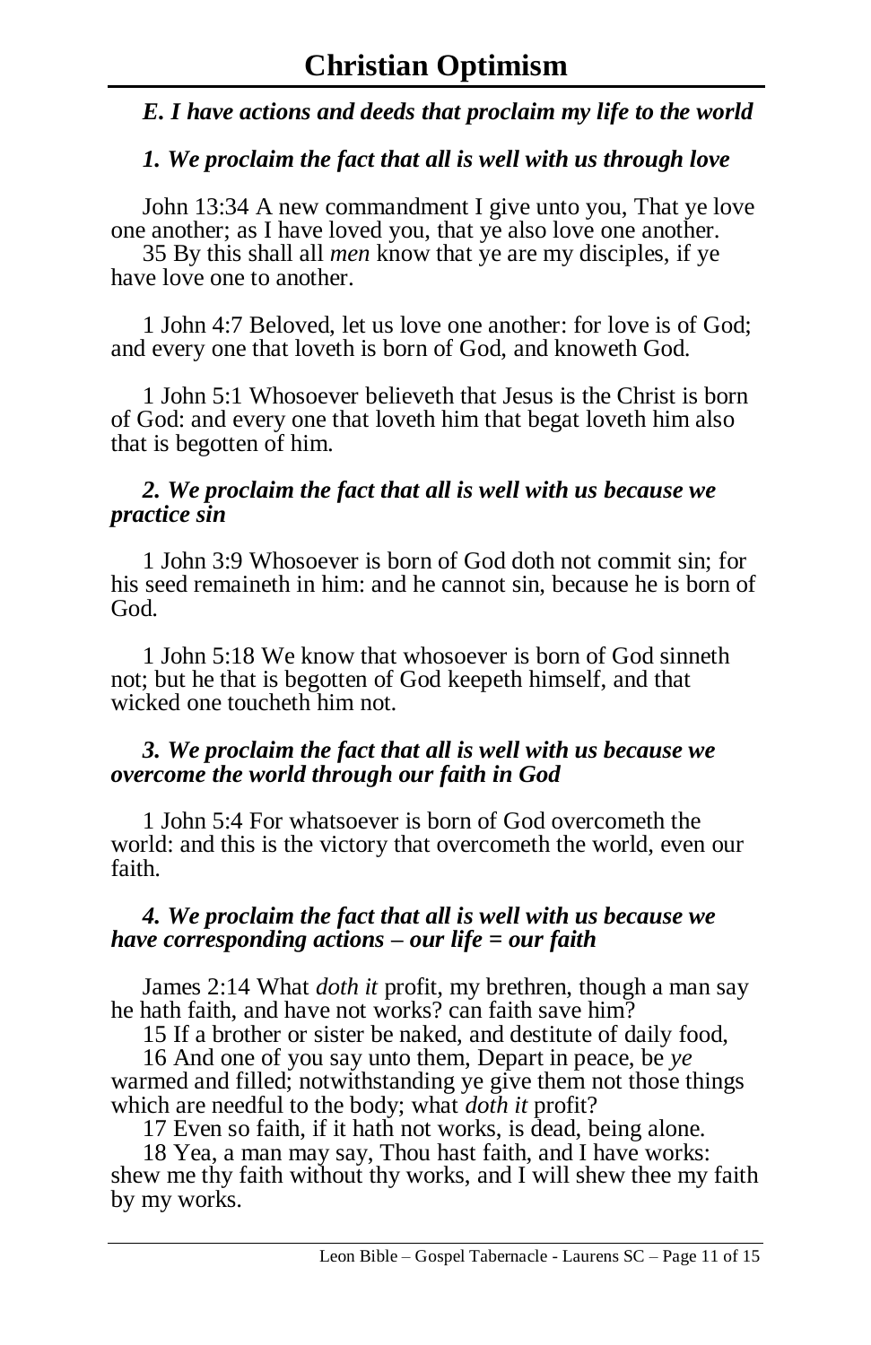# Christian Optimism

### *E. I have actions and deeds that proclaim my life to the world*

#### *1. We proclaim the fact that all is well with us through love*

John 13:34 A new commandment I give unto you, That ye love one another; as I have loved you, that ye also love one another.
35 By this shall all *men* know that ye are my disciples, if ye have love one to another.

1 John 4:7 Beloved, let us love one another: for love is of God; and every one that loveth is born of God, and knoweth God.

1 John 5:1 Whosoever believeth that Jesus is the Christ is born of God: and every one that loveth him that begat loveth him also that is begotten of him.

#### *2. We proclaim the fact that all is well with us because we practice sin*

1 John 3:9 Whosoever is born of God doth not commit sin; for his seed remaineth in him: and he cannot sin, because he is born of God.

1 John 5:18 We know that whosoever is born of God sinneth not; but he that is begotten of God keepeth himself, and that wicked one toucheth him not.

#### *3. We proclaim the fact that all is well with us because we overcome the world through our faith in God*

1 John 5:4 For whatsoever is born of God overcometh the world: and this is the victory that overcometh the world, even our faith.

#### *4. We proclaim the fact that all is well with us because we have corresponding actions – our life = our faith*

James 2:14 What *doth it* profit, my brethren, though a man say he hath faith, and have not works? can faith save him?
15 If a brother or sister be naked, and destitute of daily food,
16 And one of you say unto them, Depart in peace, be *ye* warmed and filled; notwithstanding ye give them not those things which are needful to the body; what *doth it* profit?
17 Even so faith, if it hath not works, is dead, being alone.
18 Yea, a man may say, Thou hast faith, and I have works: shew me thy faith without thy works, and I will shew thee my faith by my works.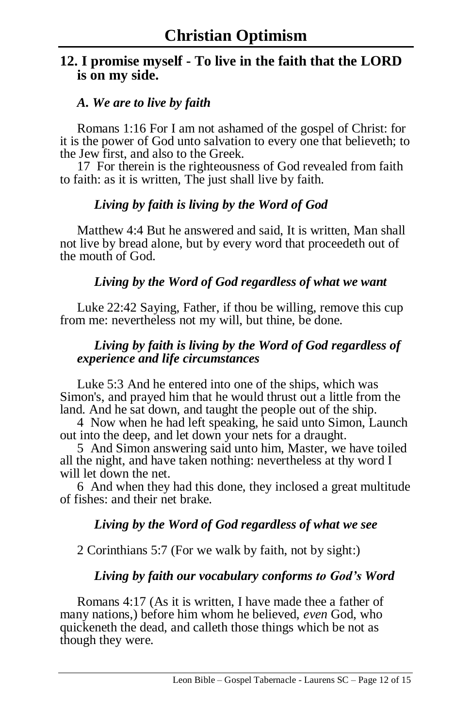# Christian Optimism

## 12. I promise myself - To live in the faith that the LORD is on my side.

### *A. We are to live by faith*

Romans 1:16 For I am not ashamed of the gospel of Christ: for it is the power of God unto salvation to every one that believeth; to the Jew first, and also to the Greek.

17 For therein is the righteousness of God revealed from faith to faith: as it is written, The just shall live by faith.

#### *Living by faith is living by the Word of God*

Matthew 4:4 But he answered and said, It is written, Man shall not live by bread alone, but by every word that proceedeth out of the mouth of God.

#### *Living by the Word of God regardless of what we want*

Luke 22:42 Saying, Father, if thou be willing, remove this cup from me: nevertheless not my will, but thine, be done.

#### *Living by faith is living by the Word of God regardless of experience and life circumstances*

Luke 5:3 And he entered into one of the ships, which was Simon's, and prayed him that he would thrust out a little from the land. And he sat down, and taught the people out of the ship.

4 Now when he had left speaking, he said unto Simon, Launch out into the deep, and let down your nets for a draught.

5 And Simon answering said unto him, Master, we have toiled all the night, and have taken nothing: nevertheless at thy word I will let down the net.

6 And when they had this done, they inclosed a great multitude of fishes: and their net brake.

#### *Living by the Word of God regardless of what we see*

2 Corinthians 5:7 (For we walk by faith, not by sight:)

#### *Living by faith our vocabulary conforms to God's Word*

Romans 4:17 (As it is written, I have made thee a father of many nations,) before him whom he believed, *even* God, who quickeneth the dead, and calleth those things which be not as though they were.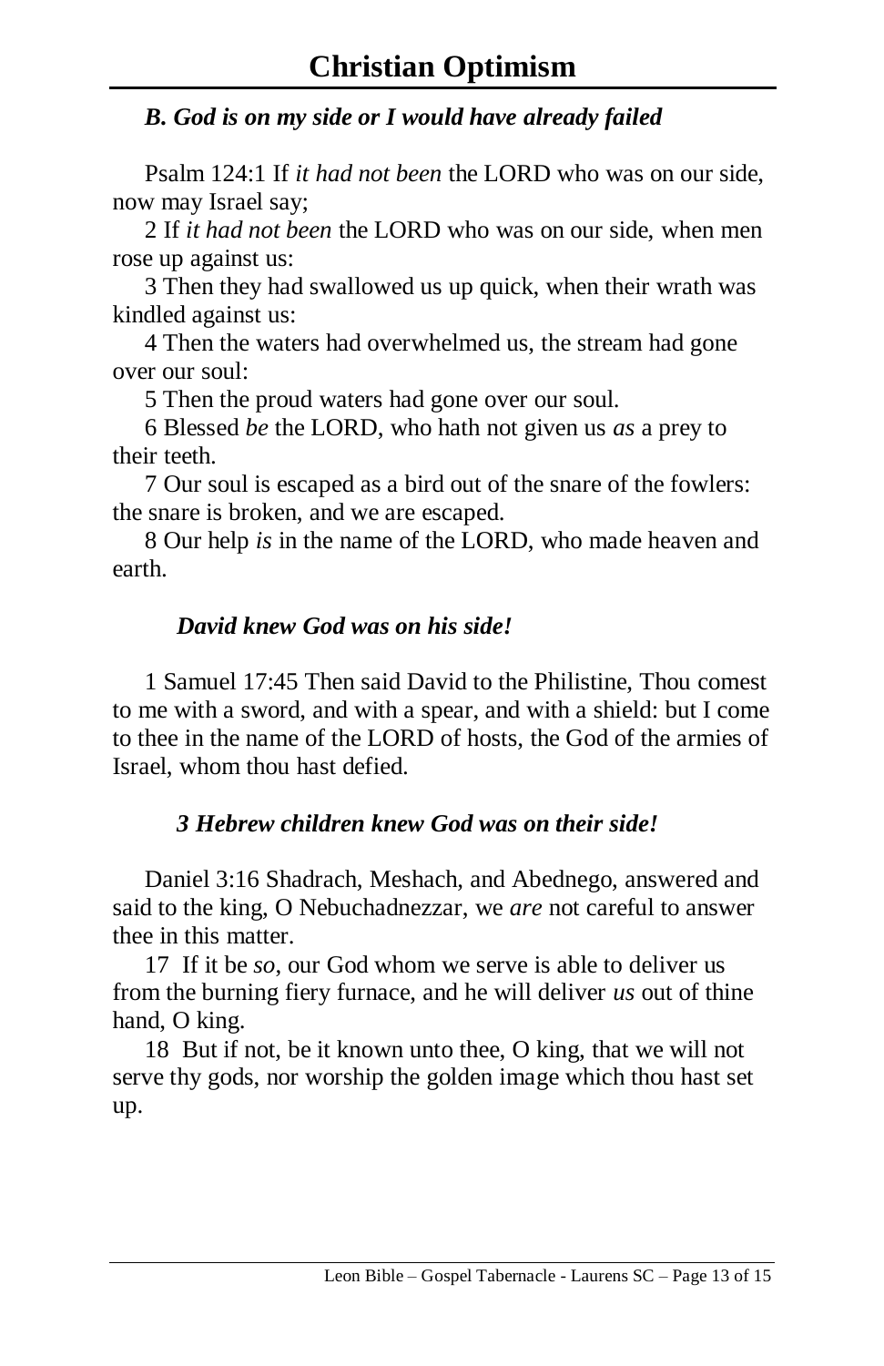### *B. God is on my side or I would have already failed*

Psalm 124:1 If *it had not been* the LORD who was on our side, now may Israel say;

2 If *it had not been* the LORD who was on our side, when men rose up against us:

3 Then they had swallowed us up quick, when their wrath was kindled against us:

4 Then the waters had overwhelmed us, the stream had gone over our soul:

5 Then the proud waters had gone over our soul.

6 Blessed *be* the LORD, who hath not given us *as* a prey to their teeth.

7 Our soul is escaped as a bird out of the snare of the fowlers: the snare is broken, and we are escaped.

8 Our help *is* in the name of the LORD, who made heaven and earth.

#### *David knew God was on his side!*

1 Samuel 17:45 Then said David to the Philistine, Thou comest to me with a sword, and with a spear, and with a shield: but I come to thee in the name of the LORD of hosts, the God of the armies of Israel, whom thou hast defied.

#### *3 Hebrew children knew God was on their side!*

Daniel 3:16 Shadrach, Meshach, and Abednego, answered and said to the king, O Nebuchadnezzar, we *are* not careful to answer thee in this matter.

17 If it be *so*, our God whom we serve is able to deliver us from the burning fiery furnace, and he will deliver *us* out of thine hand, O king.

18 But if not, be it known unto thee, O king, that we will not serve thy gods, nor worship the golden image which thou hast set up.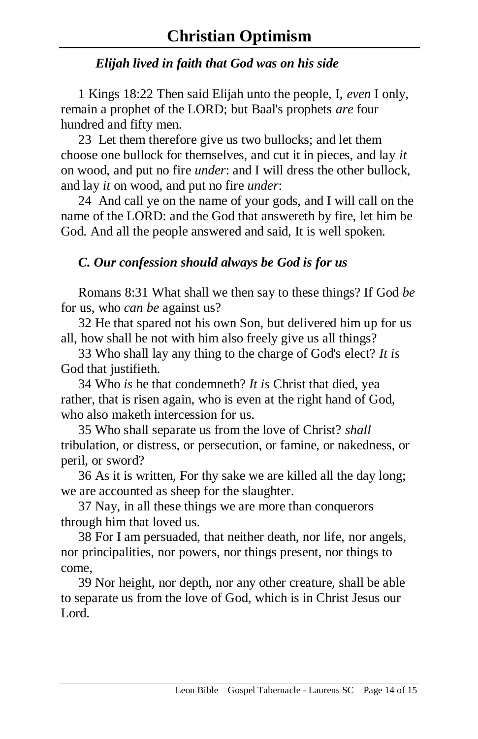# Christian Optimism

### *Elijah lived in faith that God was on his side*

1 Kings 18:22 Then said Elijah unto the people, I, *even* I only, remain a prophet of the LORD; but Baal's prophets *are* four hundred and fifty men.

23 Let them therefore give us two bullocks; and let them choose one bullock for themselves, and cut it in pieces, and lay *it* on wood, and put no fire *under*: and I will dress the other bullock, and lay *it* on wood, and put no fire *under*:

24 And call ye on the name of your gods, and I will call on the name of the LORD: and the God that answereth by fire, let him be God. And all the people answered and said, It is well spoken.

### *C. Our confession should always be God is for us*

Romans 8:31 What shall we then say to these things? If God *be* for us, who *can be* against us?

32 He that spared not his own Son, but delivered him up for us all, how shall he not with him also freely give us all things?

33 Who shall lay any thing to the charge of God's elect? *It is* God that justifieth.

34 Who *is* he that condemneth? *It is* Christ that died, yea rather, that is risen again, who is even at the right hand of God, who also maketh intercession for us.

35 Who shall separate us from the love of Christ? *shall* tribulation, or distress, or persecution, or famine, or nakedness, or peril, or sword?

36 As it is written, For thy sake we are killed all the day long; we are accounted as sheep for the slaughter.

37 Nay, in all these things we are more than conquerors through him that loved us.

38 For I am persuaded, that neither death, nor life, nor angels, nor principalities, nor powers, nor things present, nor things to come,

39 Nor height, nor depth, nor any other creature, shall be able to separate us from the love of God, which is in Christ Jesus our Lord.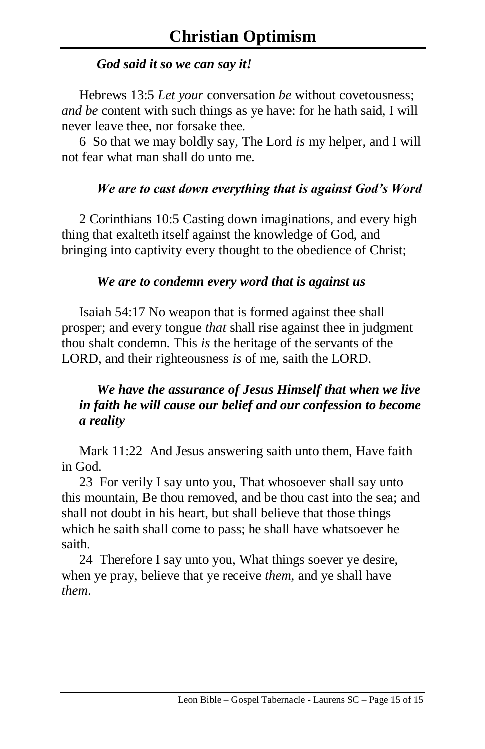# Christian Optimism

***God said it so we can say it!***

Hebrews 13:5 *Let your* conversation *be* without covetousness; *and be* content with such things as ye have: for he hath said, I will never leave thee, nor forsake thee.

6 So that we may boldly say, The Lord *is* my helper, and I will not fear what man shall do unto me.

***We are to cast down everything that is against God's Word***

2 Corinthians 10:5 Casting down imaginations, and every high thing that exalteth itself against the knowledge of God, and bringing into captivity every thought to the obedience of Christ;

***We are to condemn every word that is against us***

Isaiah 54:17 No weapon that is formed against thee shall prosper; and every tongue *that* shall rise against thee in judgment thou shalt condemn. This *is* the heritage of the servants of the LORD, and their righteousness *is* of me, saith the LORD.

***We have the assurance of Jesus Himself that when we live in faith he will cause our belief and our confession to become a reality***

Mark 11:22 And Jesus answering saith unto them, Have faith in God.

23 For verily I say unto you, That whosoever shall say unto this mountain, Be thou removed, and be thou cast into the sea; and shall not doubt in his heart, but shall believe that those things which he saith shall come to pass; he shall have whatsoever he saith.

24 Therefore I say unto you, What things soever ye desire, when ye pray, believe that ye receive *them*, and ye shall have *them*.